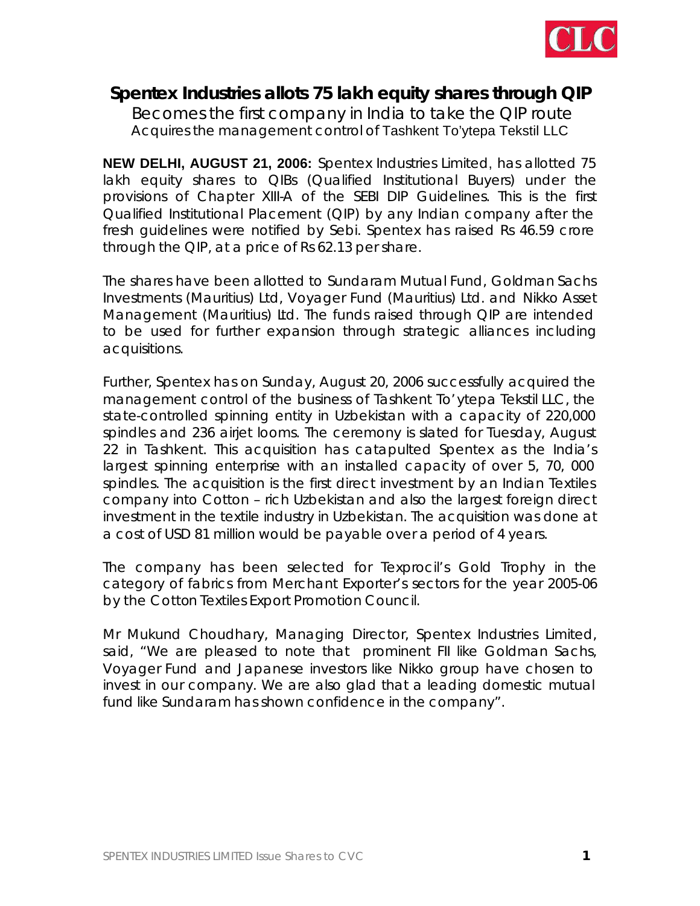# Spentex Industries allots 75 lakh equity shares through QIP

## Becomes the first company in India to take the QIP route

### Acquires the management control of Tashkent To'ytepa Tekstil LLC

**NEW DELHI, AUGUST 21, 2006:** Spentex Industries Limited, has allotted 75 lakh equity shares to QIBs (Qualified Institutional Buyers) under the provisions of Chapter XIII-A of the SEBI DIP Guidelines. This is the first Qualified Institutional Placement (QIP) by any Indian company after the fresh guidelines were notified by Sebi. Spentex has raised Rs 46.59 crore through the QIP, at a price of Rs 62.13 per share.

The shares have been allotted to Sundaram Mutual Fund, Goldman Sachs Investments (Mauritius) Ltd, Voyager Fund (Mauritius) Ltd. and Nikko Asset Management (Mauritius) Ltd. The funds raised through QIP are intended to be used for further expansion through strategic alliances including acquisitions.

Further, Spentex has on Sunday, August 20, 2006 successfully acquired the management control of the business of Tashkent To' ytepa Tekstil LLC, the state-controlled spinning entity in Uzbekistan with a capacity of 220,000 spindles and 236 airjet looms. The ceremony is slated for Tuesday, August 22 in Tashkent. This acquisition has catapulted Spentex as the India's largest spinning enterprise with an installed capacity of over 5, 70, 000 spindles. The acquisition is the first direct investment by an Indian Textiles company into Cotton – rich Uzbekistan and also the largest foreign direct investment in the textile industry in Uzbekistan. The acquisition was done at a cost of USD 81 million would be payable over a period of 4 years.

The company has been selected for Texprocil's Gold Trophy in the category of fabrics from Merchant Exporter's sectors for the year 2005-06 by the Cotton Textiles Export Promotion Council.

Mr Mukund Choudhary, Managing Director, Spentex Industries Limited, said, "We are pleased to note that prominent FII like Goldman Sachs, Voyager Fund and Japanese investors like Nikko group have chosen to invest in our company. We are also glad that a leading domestic mutual fund like Sundaram has shown confidence in the company".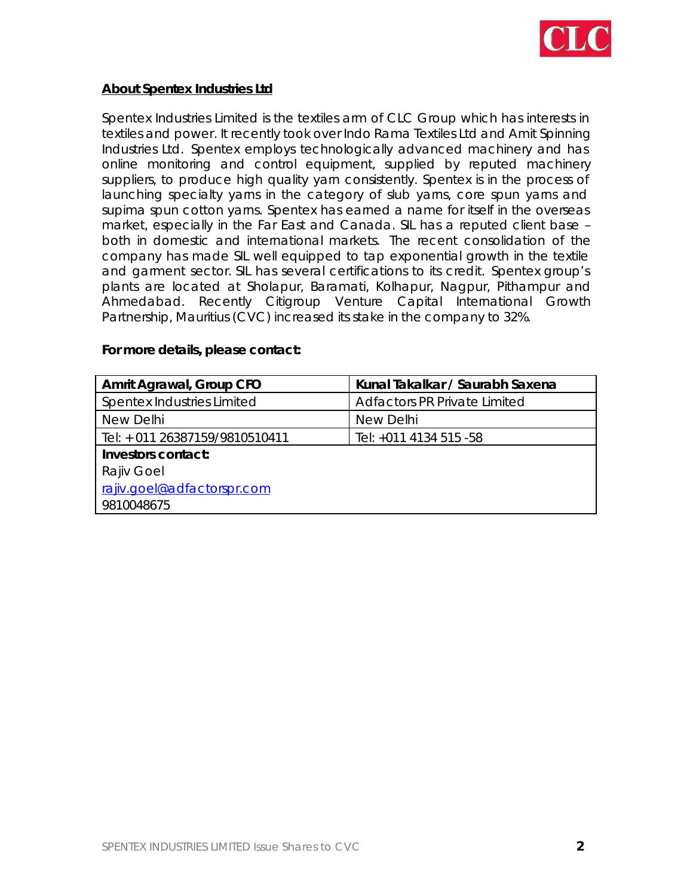## About Spentex Industries Ltd

Spentex Industries Limited is the textiles arm of CLC Group which has interests in textiles and power. It recently took over Indo Rama Textiles Ltd and Amit Spinning Industries Ltd. Spentex employs technologically advanced machinery and has online monitoring and control equipment, supplied by reputed machinery suppliers, to produce high quality yarn consistently. Spentex is in the process of launching specialty yarns in the category of slub yarns, core spun yarns and supima spun cotton yarns. Spentex has earned a name for itself in the overseas market, especially in the Far East and Canada. SIL has a reputed client base – both in domestic and international markets. The recent consolidation of the company has made SIL well equipped to tap exponential growth in the textile and garment sector. SIL has several certifications to its credit. Spentex group's plants are located at Sholapur, Baramati, Kolhapur, Nagpur, Pithampur and Ahmedabad. Recently Citigroup Venture Capital International Growth Partnership, Mauritius (CVC) increased its stake in the company to 32%.

**For more details, please contact:**

| **Amrit Agrawal, Group CFO** | **Kunal Takalkar / Saurabh Saxena** |
|---|---|
| Spentex Industries Limited | Adfactors PR Private Limited |
| New Delhi | New Delhi |
| Tel: + 011 26387159/9810510411 | Tel: +011 4134 515 -58 |
| **Investors contact:**<br>Rajiv Goel<br>rajiv.goel@adfactorspr.com<br>9810048675 | |